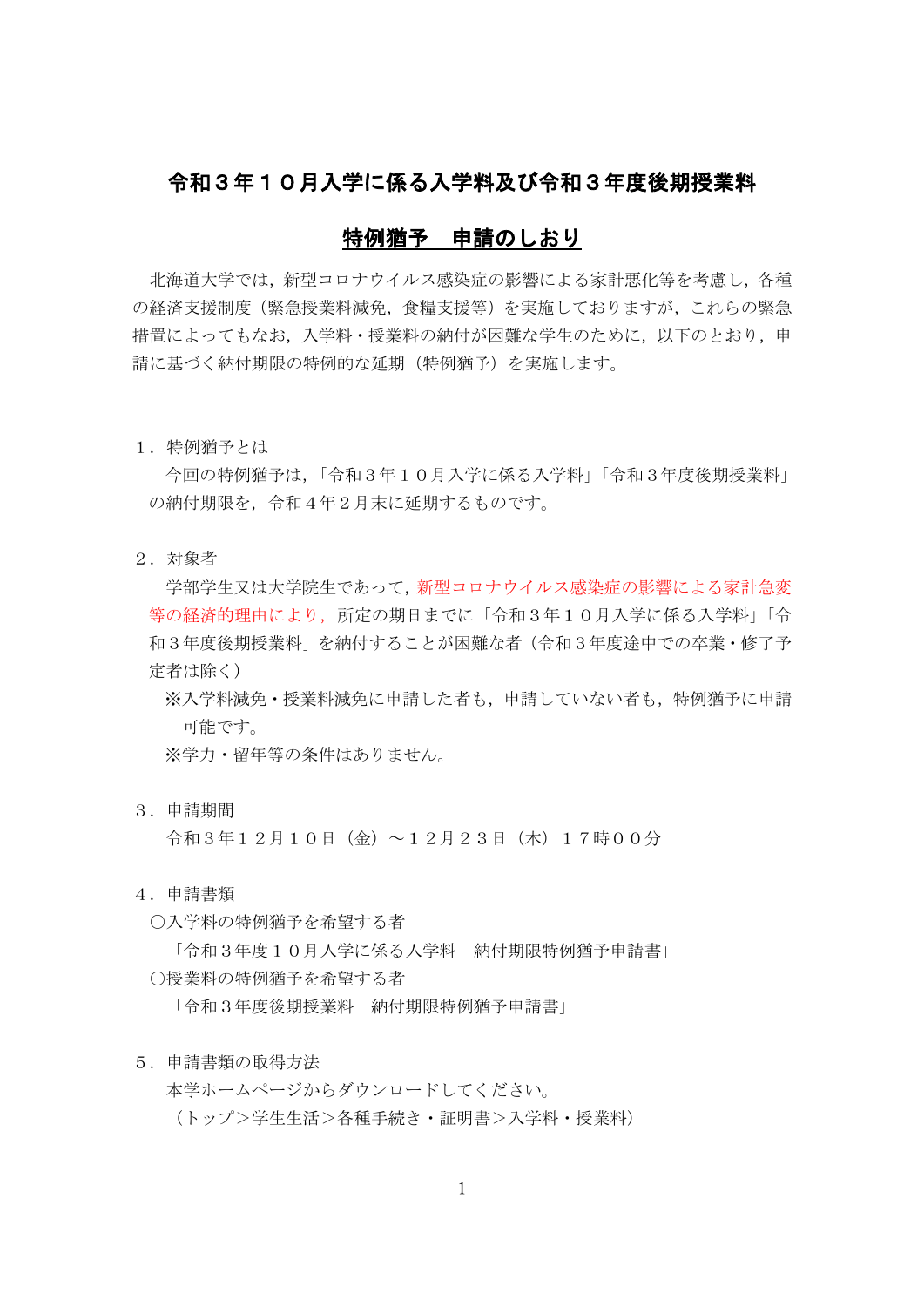# 令和３年１０月入学に係る入学料及び令和３年度後期授業料

# 特例猶予　申請のしおり

北海道大学では，新型コロナウイルス感染症の影響による家計悪化等を考慮し，各種の経済支援制度（緊急授業料減免，食糧支援等）を実施しておりますが，これらの緊急措置によってもなお，入学料・授業料の納付が困難な学生のために，以下のとおり，申請に基づく納付期限の特例的な延期（特例猶予）を実施します。

１．特例猶予とは

今回の特例猶予は，「令和３年１０月入学に係る入学料」「令和３年度後期授業料」の納付期限を，令和４年２月末に延期するものです。

２．対象者

学部学生又は大学院生であって，新型コロナウイルス感染症の影響による家計急変等の経済的理由により，所定の期日までに「令和３年１０月入学に係る入学料」「令和３年度後期授業料」を納付することが困難な者（令和３年度途中での卒業・修了予定者は除く）

※入学料減免・授業料減免に申請した者も，申請していない者も，特例猶予に申請可能です。

※学力・留年等の条件はありません。

３．申請期間

令和３年１２月１０日（金）～１２月２３日（木）１７時００分

４．申請書類

〇入学料の特例猶予を希望する者

「令和３年度１０月入学に係る入学料　納付期限特例猶予申請書」

〇授業料の特例猶予を希望する者

「令和３年度後期授業料　納付期限特例猶予申請書」

５．申請書類の取得方法

本学ホームページからダウンロードしてください。

（トップ＞学生生活＞各種手続き・証明書＞入学料・授業料）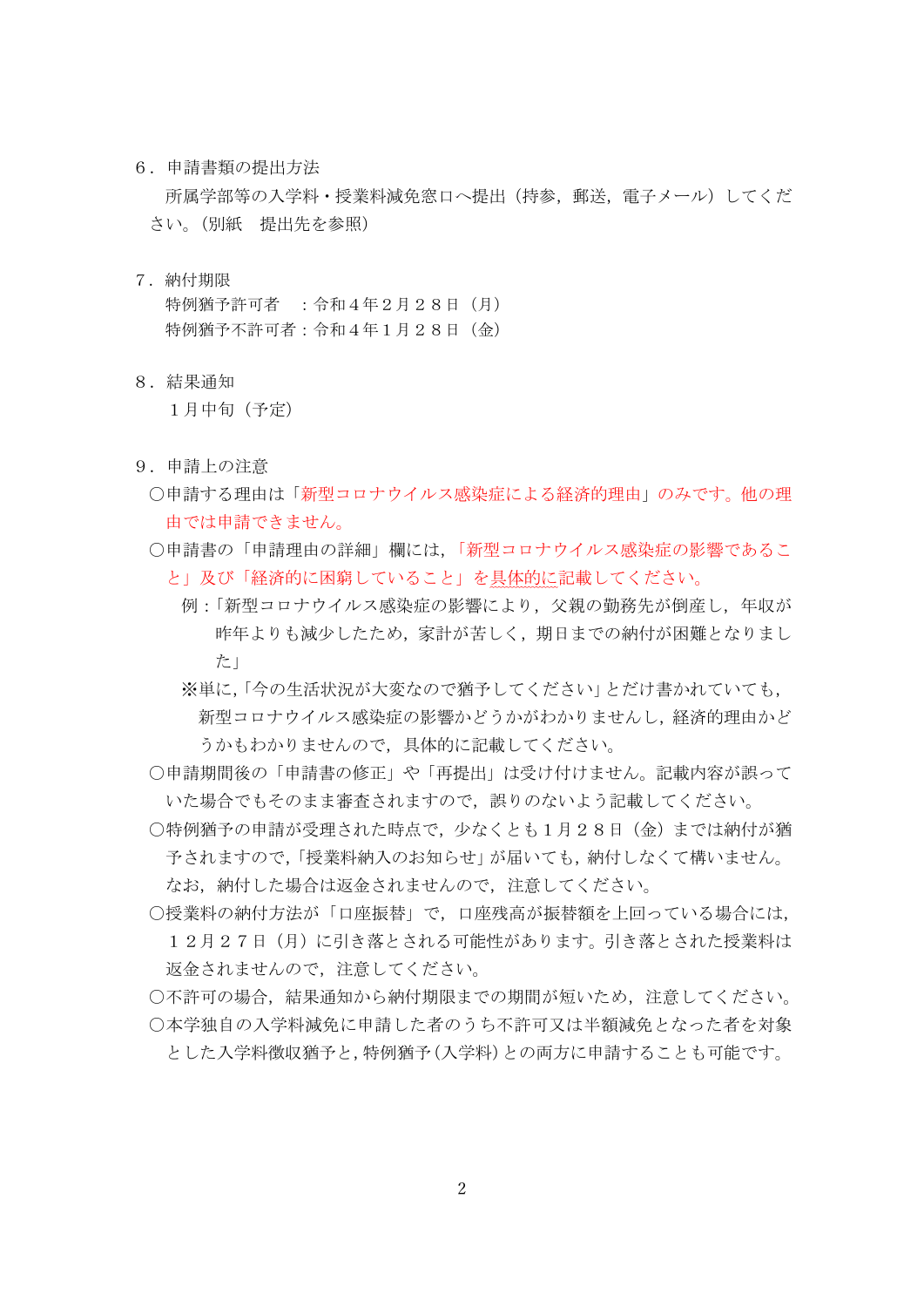６．申請書類の提出方法

所属学部等の入学料・授業料減免窓口へ提出（持参，郵送，電子メール）してください。（別紙　提出先を参照）

７．納付期限

特例猶予許可者　：令和４年２月２８日（月）
特例猶予不許可者：令和４年１月２８日（金）

８．結果通知

１月中旬（予定）

９．申請上の注意

○申請する理由は「新型コロナウイルス感染症による経済的理由」のみです。他の理由では申請できません。

○申請書の「申請理由の詳細」欄には，「新型コロナウイルス感染症の影響であること」及び「経済的に困窮していること」を具体的に記載してください。

例：「新型コロナウイルス感染症の影響により，父親の勤務先が倒産し，年収が昨年よりも減少したため，家計が苦しく，期日までの納付が困難となりました」

※単に,「今の生活状況が大変なので猶予してください」とだけ書かれていても，新型コロナウイルス感染症の影響かどうかがわかりませんし，経済的理由かどうかもわかりませんので，具体的に記載してください。

○申請期間後の「申請書の修正」や「再提出」は受け付けません。記載内容が誤っていた場合でもそのまま審査されますので，誤りのないよう記載してください。

○特例猶予の申請が受理された時点で，少なくとも１月２８日（金）までは納付が猶予されますので,「授業料納入のお知らせ」が届いても，納付しなくて構いません。なお，納付した場合は返金されませんので，注意してください。

○授業料の納付方法が「口座振替」で，口座残高が振替額を上回っている場合には，１２月２７日（月）に引き落とされる可能性があります。引き落とされた授業料は返金されませんので，注意してください。

○不許可の場合，結果通知から納付期限までの期間が短いため，注意してください。

○本学独自の入学料減免に申請した者のうち不許可又は半額減免となった者を対象とした入学料徴収猶予と，特例猶予（入学料）との両方に申請することも可能です。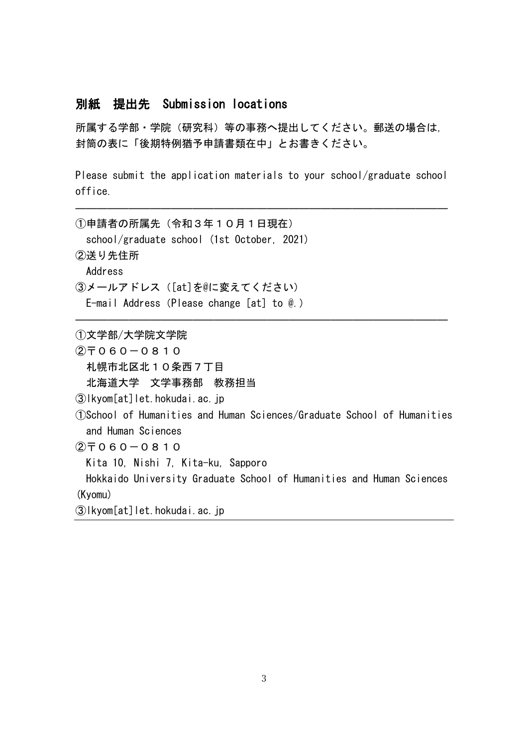## 別紙　提出先　Submission locations

所属する学部・学院（研究科）等の事務へ提出してください。郵送の場合は，封筒の表に「後期特例猶予申請書類在中」とお書きください。

Please submit the application materials to your school/graduate school office.

---

①申請者の所属先（令和３年１０月１日現在）
　school/graduate school (1st October, 2021)
②送り先住所
　Address
③メールアドレス（[at]を@に変えてください）
　E-mail Address (Please change [at] to @.)

---

①文学部/大学院文学院
②〒０６０－０８１０
　札幌市北区北１０条西７丁目
　北海道大学　文学事務部　教務担当
③lkyom[at]let.hokudai.ac.jp
①School of Humanities and Human Sciences/Graduate School of Humanities and Human Sciences
②〒０６０－０８１０
　Kita 10, Nishi 7, Kita-ku, Sapporo
　Hokkaido University Graduate School of Humanities and Human Sciences (Kyomu)
③lkyom[at]let.hokudai.ac.jp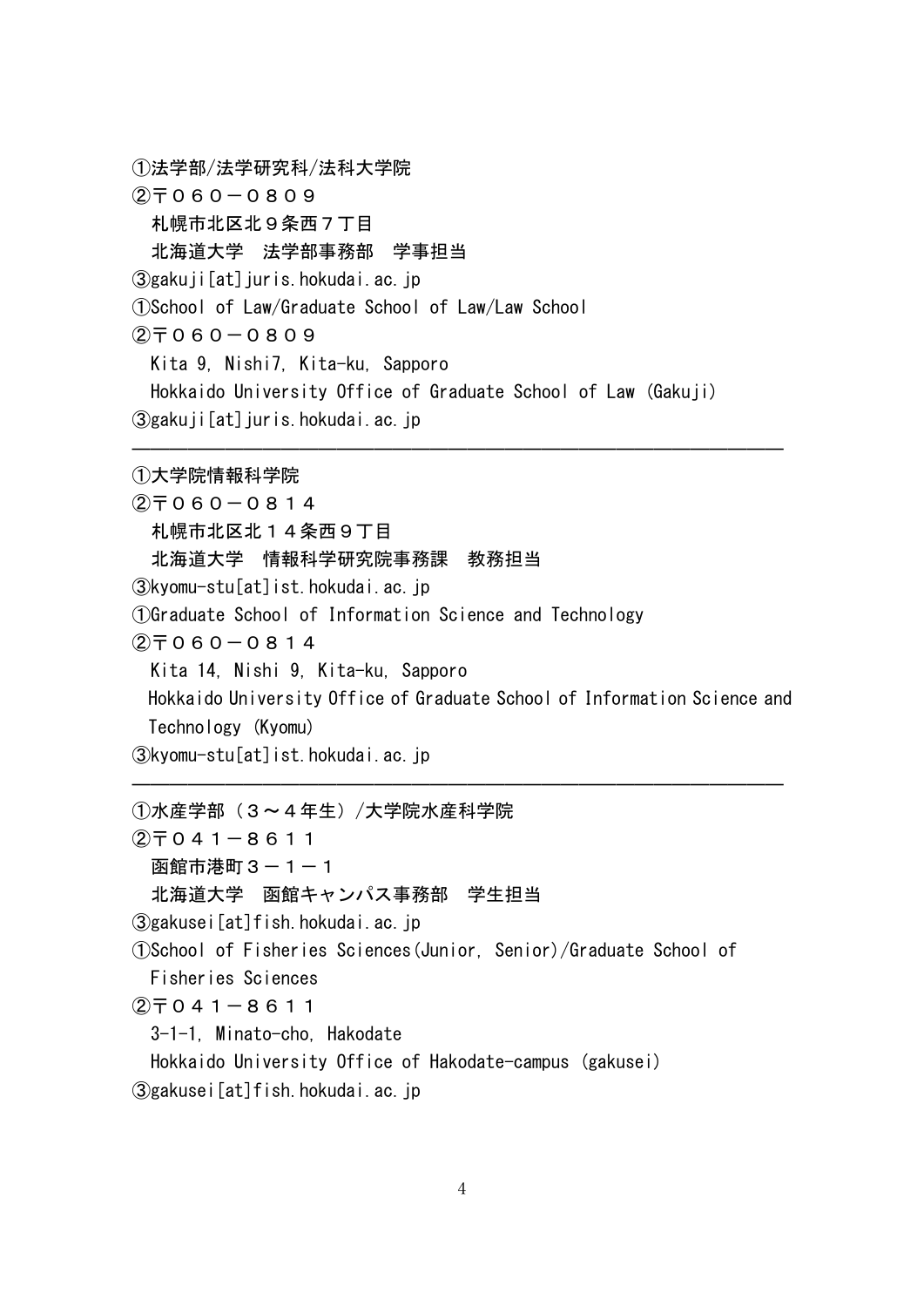①法学部/法学研究科/法科大学院
②〒０６０－０８０９
　札幌市北区北９条西７丁目
　北海道大学　法学部事務部　学事担当
③gakuji[at]juris.hokudai.ac.jp
①School of Law/Graduate School of Law/Law School
②〒０６０－０８０９
　Kita 9, Nishi7, Kita-ku, Sapporo
　Hokkaido University Office of Graduate School of Law (Gakuji)
③gakuji[at]juris.hokudai.ac.jp

---

①大学院情報科学院
②〒０６０－０８１４
　札幌市北区北１４条西９丁目
　北海道大学　情報科学研究院事務課　教務担当
③kyomu-stu[at]ist.hokudai.ac.jp
①Graduate School of Information Science and Technology
②〒０６０－０８１４
　Kita 14, Nishi 9, Kita-ku, Sapporo
　Hokkaido University Office of Graduate School of Information Science and Technology (Kyomu)
③kyomu-stu[at]ist.hokudai.ac.jp

---

①水産学部（３～４年生）/大学院水産科学院
②〒０４１－８６１１
　函館市港町３－１－１
　北海道大学　函館キャンパス事務部　学生担当
③gakusei[at]fish.hokudai.ac.jp
①School of Fisheries Sciences(Junior, Senior)/Graduate School of Fisheries Sciences
②〒０４１－８６１１
　3-1-1, Minato-cho, Hakodate
　Hokkaido University Office of Hakodate-campus (gakusei)
③gakusei[at]fish.hokudai.ac.jp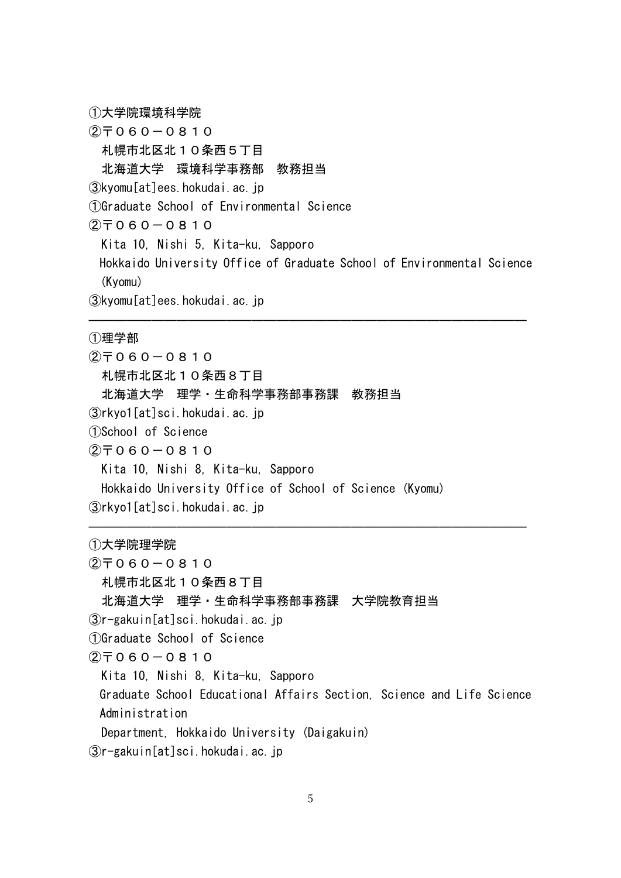①大学院環境科学院
②〒０６０－０８１０
札幌市北区北１０条西５丁目
北海道大学　環境科学事務部　教務担当
③kyomu[at]ees.hokudai.ac.jp
①Graduate School of Environmental Science
②〒０６０－０８１０
Kita 10, Nishi 5, Kita-ku, Sapporo
Hokkaido University Office of Graduate School of Environmental Science (Kyomu)
③kyomu[at]ees.hokudai.ac.jp

---

①理学部
②〒０６０－０８１０
札幌市北区北１０条西８丁目
北海道大学　理学・生命科学事務部事務課　教務担当
③rkyo1[at]sci.hokudai.ac.jp
①School of Science
②〒０６０－０８１０
Kita 10, Nishi 8, Kita-ku, Sapporo
Hokkaido University Office of School of Science (Kyomu)
③rkyo1[at]sci.hokudai.ac.jp

---

①大学院理学院
②〒０６０－０８１０
札幌市北区北１０条西８丁目
北海道大学　理学・生命科学事務部事務課　大学院教育担当
③r-gakuin[at]sci.hokudai.ac.jp
①Graduate School of Science
②〒０６０－０８１０
Kita 10, Nishi 8, Kita-ku, Sapporo
Graduate School Educational Affairs Section, Science and Life Science Administration Department, Hokkaido University (Daigakuin)
③r-gakuin[at]sci.hokudai.ac.jp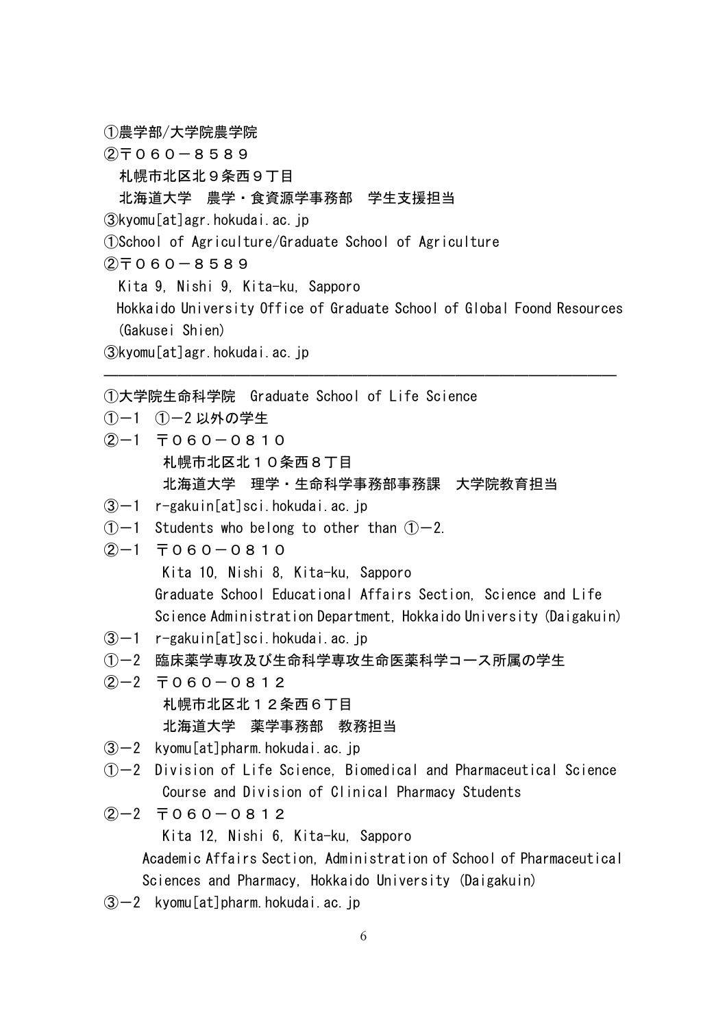①農学部/大学院農学院

②〒０６０－８５８９

札幌市北区北９条西９丁目

北海道大学　農学・食資源学事務部　学生支援担当

③kyomu[at]agr.hokudai.ac.jp

①School of Agriculture/Graduate School of Agriculture

②〒０６０－８５８９

Kita 9, Nishi 9, Kita-ku, Sapporo

Hokkaido University Office of Graduate School of Global Foond Resources (Gakusei Shien)

③kyomu[at]agr.hokudai.ac.jp

---

①大学院生命科学院　Graduate School of Life Science

①－1　①－2 以外の学生

②－1　〒０６０－０８１０

札幌市北区北１０条西８丁目

北海道大学　理学・生命科学事務部事務課　大学院教育担当

③－1　r-gakuin[at]sci.hokudai.ac.jp

①－1　Students who belong to other than ①－2.

②－1　〒０６０－０８１０

Kita 10, Nishi 8, Kita-ku, Sapporo

Graduate School Educational Affairs Section, Science and Life Science Administration Department, Hokkaido University (Daigakuin)

③－1　r-gakuin[at]sci.hokudai.ac.jp

①－2　臨床薬学専攻及び生命科学専攻生命医薬科学コース所属の学生

②－2　〒０６０－０８１２

札幌市北区北１２条西６丁目

北海道大学　薬学事務部　教務担当

③－2　kyomu[at]pharm.hokudai.ac.jp

①－2　Division of Life Science, Biomedical and Pharmaceutical Science Course and Division of Clinical Pharmacy Students

②－2　〒０６０－０８１２

Kita 12, Nishi 6, Kita-ku, Sapporo

Academic Affairs Section, Administration of School of Pharmaceutical Sciences and Pharmacy, Hokkaido University (Daigakuin)

③－2　kyomu[at]pharm.hokudai.ac.jp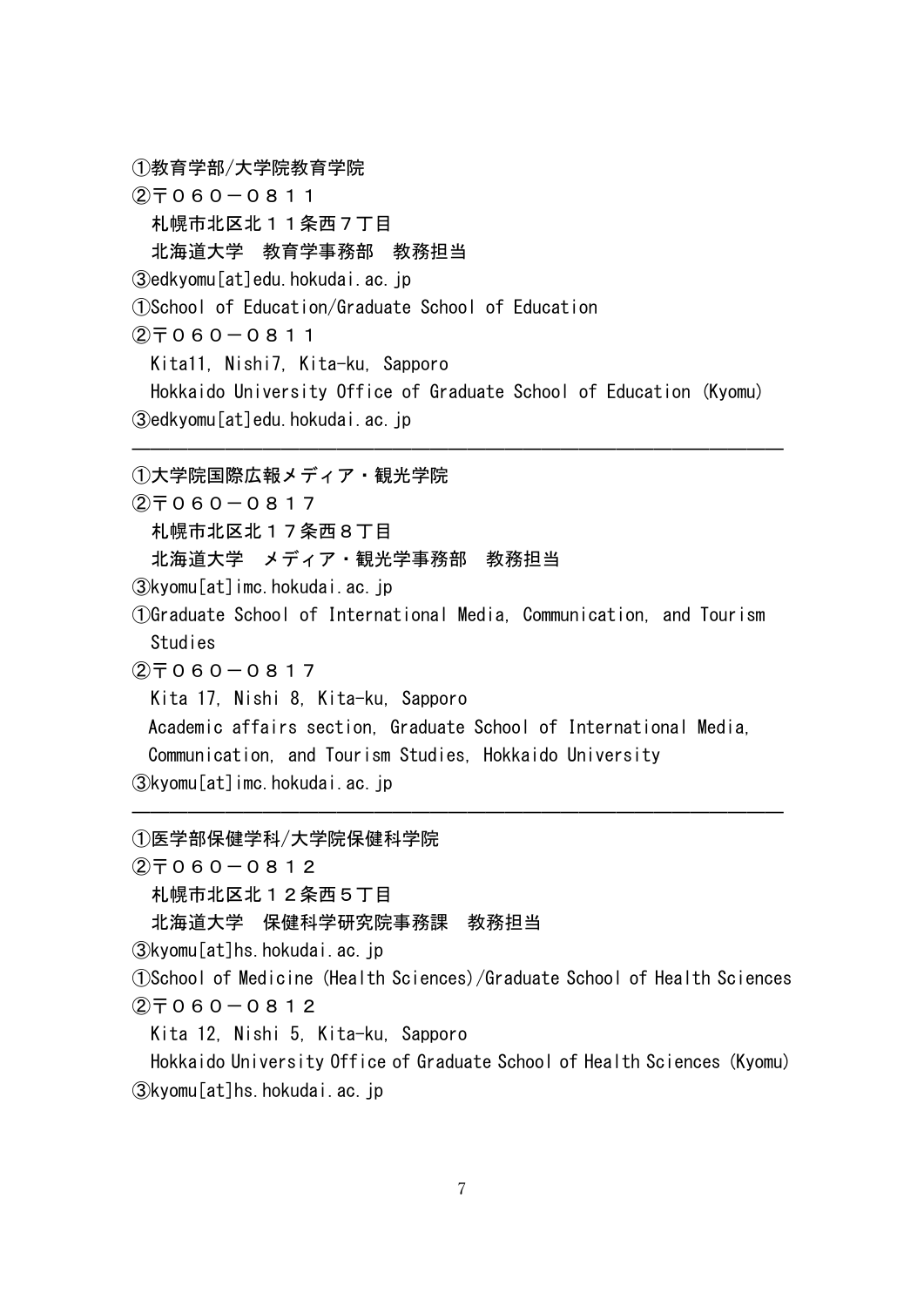①教育学部/大学院教育学院

②〒０６０－０８１１

札幌市北区北１１条西７丁目

北海道大学　教育学事務部　教務担当

③edkyomu[at]edu.hokudai.ac.jp

①School of Education/Graduate School of Education

②〒０６０－０８１１

Kita11, Nishi7, Kita-ku, Sapporo

Hokkaido University Office of Graduate School of Education (Kyomu)

③edkyomu[at]edu.hokudai.ac.jp

---

①大学院国際広報メディア・観光学院

②〒０６０－０８１７

札幌市北区北１７条西８丁目

北海道大学　メディア・観光学事務部　教務担当

③kyomu[at]imc.hokudai.ac.jp

①Graduate School of International Media, Communication, and Tourism Studies

②〒０６０－０８１７

Kita 17, Nishi 8, Kita-ku, Sapporo

Academic affairs section, Graduate School of International Media, Communication, and Tourism Studies, Hokkaido University

③kyomu[at]imc.hokudai.ac.jp

---

①医学部保健学科/大学院保健科学院

②〒０６０－０８１２

札幌市北区北１２条西５丁目

北海道大学　保健科学研究院事務課　教務担当

③kyomu[at]hs.hokudai.ac.jp

①School of Medicine (Health Sciences)/Graduate School of Health Sciences

②〒０６０－０８１２

Kita 12, Nishi 5, Kita-ku, Sapporo

Hokkaido University Office of Graduate School of Health Sciences (Kyomu)

③kyomu[at]hs.hokudai.ac.jp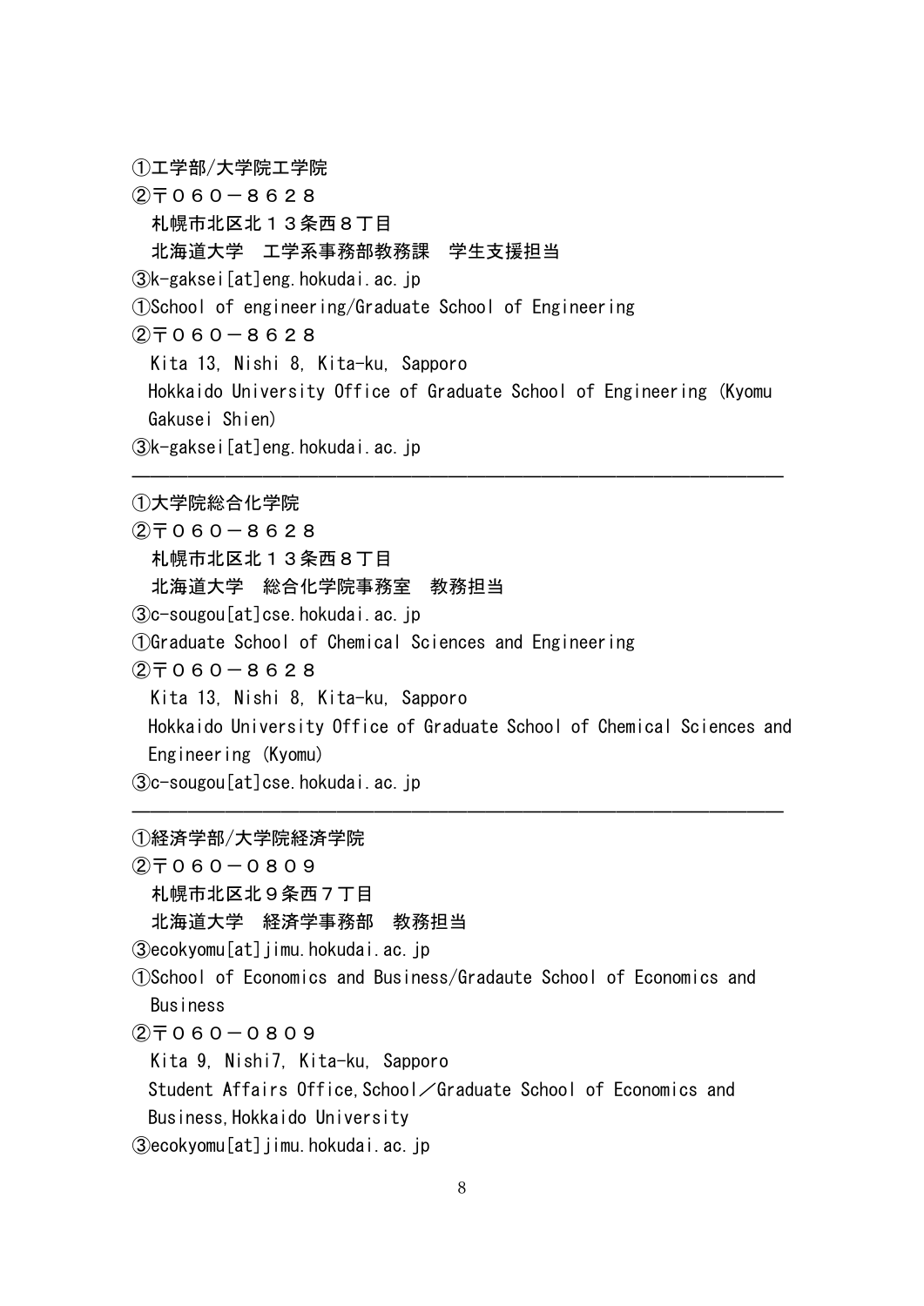①工学部/大学院工学院
②〒０６０－８６２８
　札幌市北区北１３条西８丁目
　北海道大学　工学系事務部教務課　学生支援担当
③k-gaksei[at]eng.hokudai.ac.jp
①School of engineering/Graduate School of Engineering
②〒０６０－８６２８
　Kita 13, Nishi 8, Kita-ku, Sapporo
　Hokkaido University Office of Graduate School of Engineering (Kyomu Gakusei Shien)
③k-gaksei[at]eng.hokudai.ac.jp

---

①大学院総合化学院
②〒０６０－８６２８
　札幌市北区北１３条西８丁目
　北海道大学　総合化学院事務室　教務担当
③c-sougou[at]cse.hokudai.ac.jp
①Graduate School of Chemical Sciences and Engineering
②〒０６０－８６２８
　Kita 13, Nishi 8, Kita-ku, Sapporo
　Hokkaido University Office of Graduate School of Chemical Sciences and Engineering (Kyomu)
③c-sougou[at]cse.hokudai.ac.jp

---

①経済学部/大学院経済学院
②〒０６０－０８０９
　札幌市北区北９条西７丁目
　北海道大学　経済学事務部　教務担当
③ecokyomu[at]jimu.hokudai.ac.jp
①School of Economics and Business/Gradaute School of Economics and Business
②〒０６０－０８０９
　Kita 9, Nishi7, Kita-ku, Sapporo
　Student Affairs Office,School／Graduate School of Economics and Business,Hokkaido University
③ecokyomu[at]jimu.hokudai.ac.jp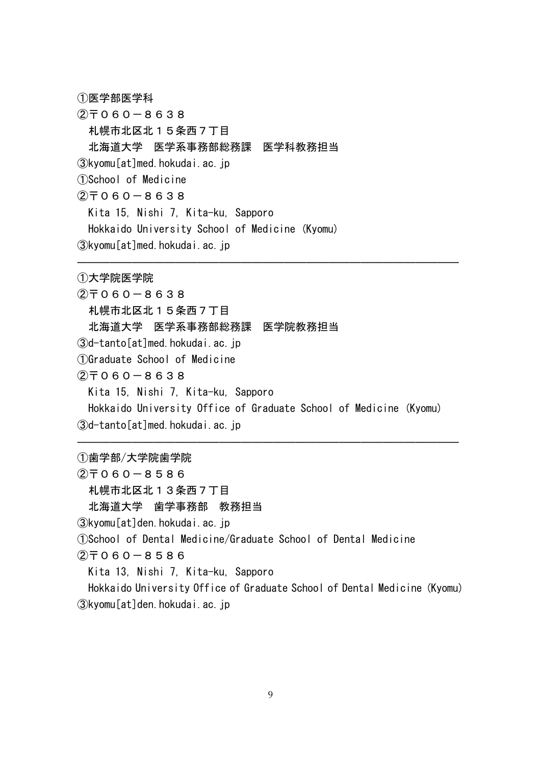①医学部医学科

②〒０６０－８６３８

札幌市北区北１５条西７丁目

北海道大学　医学系事務部総務課　医学科教務担当

③kyomu[at]med.hokudai.ac.jp

①School of Medicine

②〒０６０－８６３８

Kita 15, Nishi 7, Kita-ku, Sapporo

Hokkaido University School of Medicine (Kyomu)

③kyomu[at]med.hokudai.ac.jp

---

①大学院医学院

②〒０６０－８６３８

札幌市北区北１５条西７丁目

北海道大学　医学系事務部総務課　医学院教務担当

③d-tanto[at]med.hokudai.ac.jp

①Graduate School of Medicine

②〒０６０－８６３８

Kita 15, Nishi 7, Kita-ku, Sapporo

Hokkaido University Office of Graduate School of Medicine (Kyomu)

③d-tanto[at]med.hokudai.ac.jp

---

①歯学部/大学院歯学院

②〒０６０－８５８６

札幌市北区北１３条西７丁目

北海道大学　歯学事務部　教務担当

③kyomu[at]den.hokudai.ac.jp

①School of Dental Medicine/Graduate School of Dental Medicine

②〒０６０－８５８６

Kita 13, Nishi 7, Kita-ku, Sapporo

Hokkaido University Office of Graduate School of Dental Medicine (Kyomu)

③kyomu[at]den.hokudai.ac.jp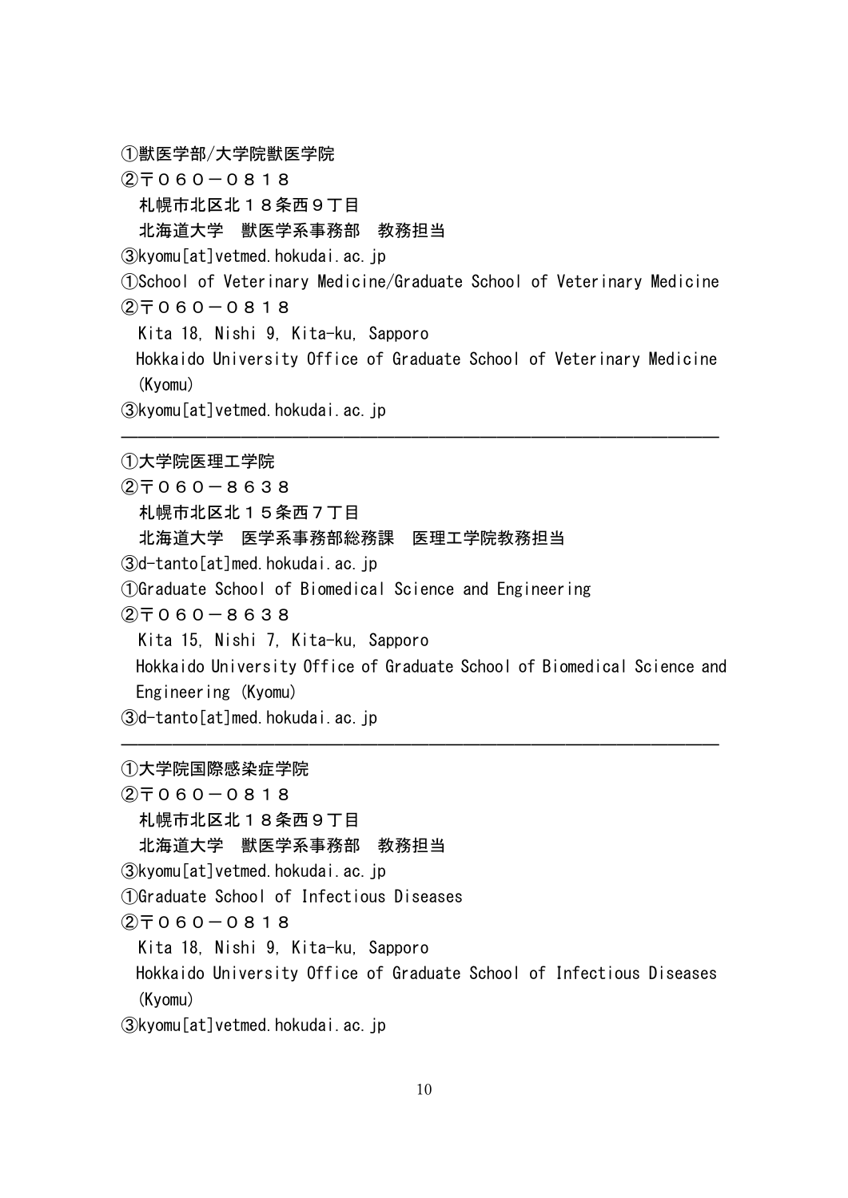①獣医学部/大学院獣医学院

②〒０６０－０８１８

札幌市北区北１８条西９丁目

北海道大学　獣医学系事務部　教務担当

③kyomu[at]vetmed.hokudai.ac.jp

①School of Veterinary Medicine/Graduate School of Veterinary Medicine

②〒０６０－０８１８

Kita 18, Nishi 9, Kita-ku, Sapporo

Hokkaido University Office of Graduate School of Veterinary Medicine (Kyomu)

③kyomu[at]vetmed.hokudai.ac.jp

---

①大学院医理工学院

②〒０６０－８６３８

札幌市北区北１５条西７丁目

北海道大学　医学系事務部総務課　医理工学院教務担当

③d-tanto[at]med.hokudai.ac.jp

①Graduate School of Biomedical Science and Engineering

②〒０６０－８６３８

Kita 15, Nishi 7, Kita-ku, Sapporo

Hokkaido University Office of Graduate School of Biomedical Science and Engineering (Kyomu)

③d-tanto[at]med.hokudai.ac.jp

---

①大学院国際感染症学院

②〒０６０－０８１８

札幌市北区北１８条西９丁目

北海道大学　獣医学系事務部　教務担当

③kyomu[at]vetmed.hokudai.ac.jp

①Graduate School of Infectious Diseases

②〒０６０－０８１８

Kita 18, Nishi 9, Kita-ku, Sapporo

Hokkaido University Office of Graduate School of Infectious Diseases (Kyomu)

③kyomu[at]vetmed.hokudai.ac.jp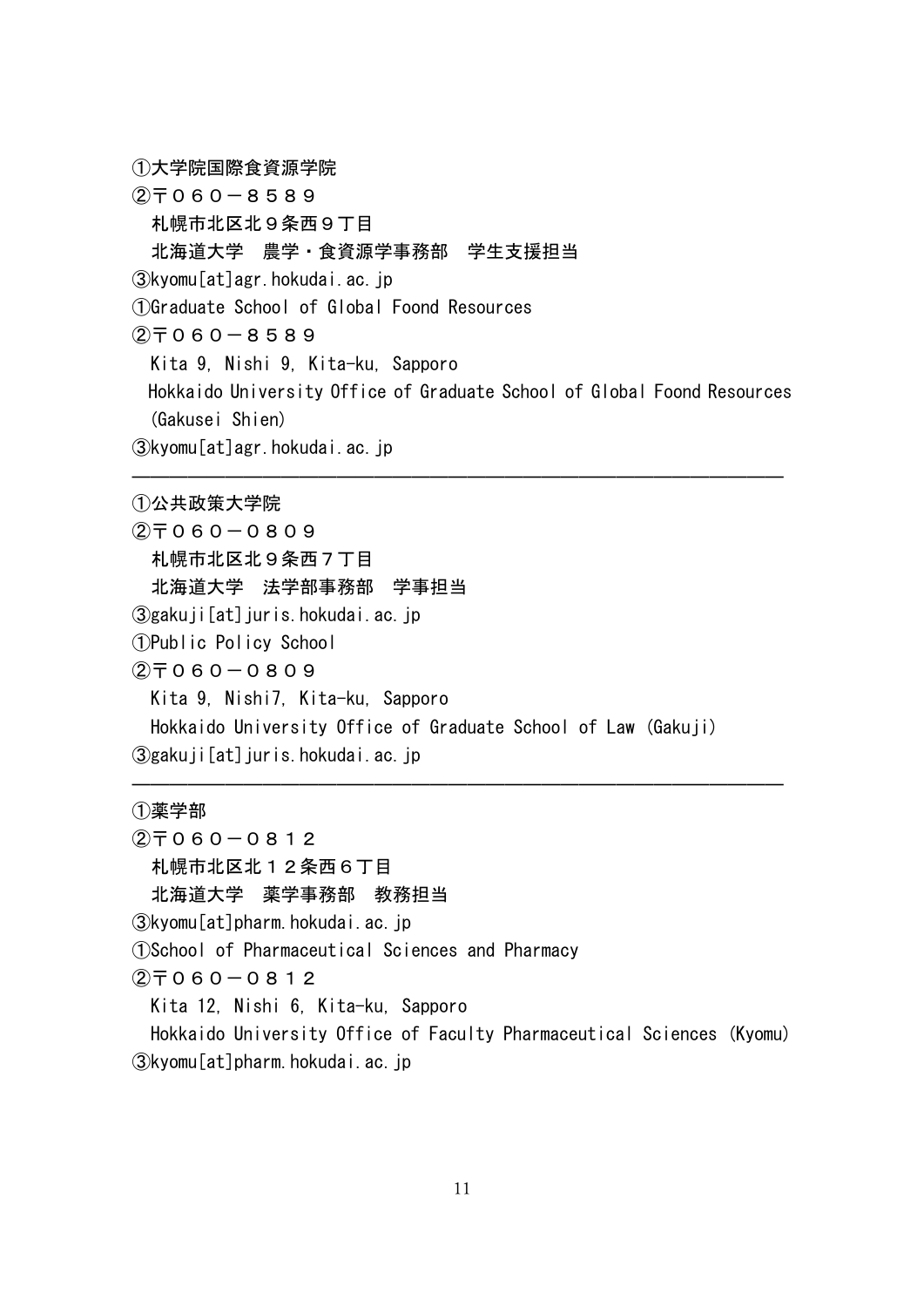①大学院国際食資源学院

②〒０６０－８５８９

札幌市北区北９条西９丁目

北海道大学　農学・食資源学事務部　学生支援担当

③kyomu[at]agr.hokudai.ac.jp

①Graduate School of Global Foond Resources

②〒０６０－８５８９

Kita 9, Nishi 9, Kita-ku, Sapporo

Hokkaido University Office of Graduate School of Global Foond Resources (Gakusei Shien)

③kyomu[at]agr.hokudai.ac.jp

---

①公共政策大学院

②〒０６０－０８０９

札幌市北区北９条西７丁目

北海道大学　法学部事務部　学事担当

③gakuji[at]juris.hokudai.ac.jp

①Public Policy School

②〒０６０－０８０９

Kita 9, Nishi7, Kita-ku, Sapporo

Hokkaido University Office of Graduate School of Law (Gakuji)

③gakuji[at]juris.hokudai.ac.jp

---

①薬学部

②〒０６０－０８１２

札幌市北区北１２条西６丁目

北海道大学　薬学事務部　教務担当

③kyomu[at]pharm.hokudai.ac.jp

①School of Pharmaceutical Sciences and Pharmacy

②〒０６０－０８１２

Kita 12, Nishi 6, Kita-ku, Sapporo

Hokkaido University Office of Faculty Pharmaceutical Sciences (Kyomu)

③kyomu[at]pharm.hokudai.ac.jp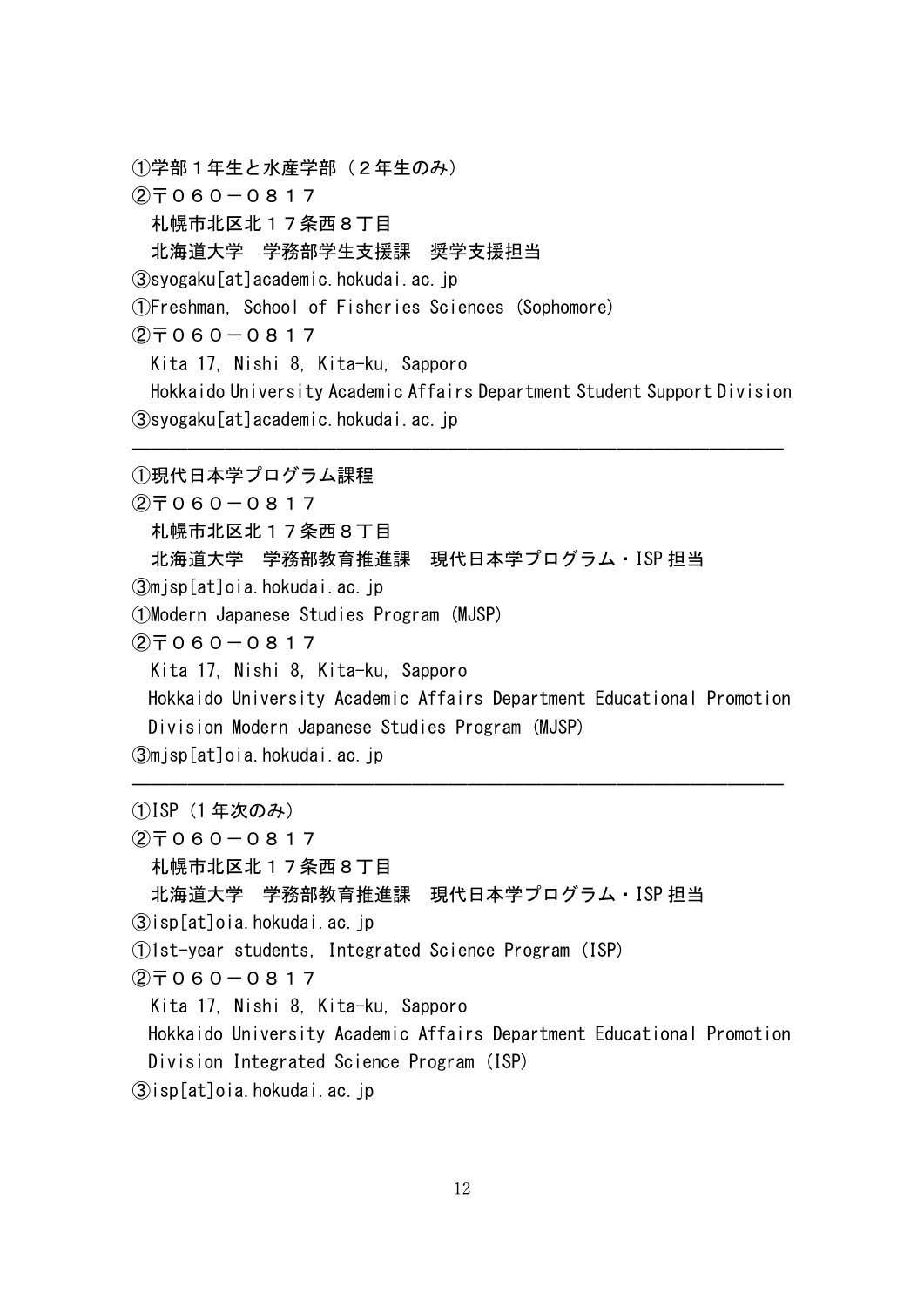①学部１年生と水産学部（２年生のみ）

②〒０６０－０８１７

札幌市北区北１７条西８丁目

北海道大学　学務部学生支援課　奨学支援担当

③syogaku[at]academic.hokudai.ac.jp

①Freshman, School of Fisheries Sciences (Sophomore)

②〒０６０－０８１７

Kita 17, Nishi 8, Kita-ku, Sapporo

Hokkaido University Academic Affairs Department Student Support Division

③syogaku[at]academic.hokudai.ac.jp

---

①現代日本学プログラム課程

②〒０６０－０８１７

札幌市北区北１７条西８丁目

北海道大学　学務部教育推進課　現代日本学プログラム・ISP 担当

③mjsp[at]oia.hokudai.ac.jp

①Modern Japanese Studies Program (MJSP)

②〒０６０－０８１７

Kita 17, Nishi 8, Kita-ku, Sapporo

Hokkaido University Academic Affairs Department Educational Promotion Division Modern Japanese Studies Program (MJSP)

③mjsp[at]oia.hokudai.ac.jp

---

①ISP（1 年次のみ）

②〒０６０－０８１７

札幌市北区北１７条西８丁目

北海道大学　学務部教育推進課　現代日本学プログラム・ISP 担当

③isp[at]oia.hokudai.ac.jp

①1st-year students, Integrated Science Program (ISP)

②〒０６０－０８１７

Kita 17, Nishi 8, Kita-ku, Sapporo

Hokkaido University Academic Affairs Department Educational Promotion Division Integrated Science Program (ISP)

③isp[at]oia.hokudai.ac.jp